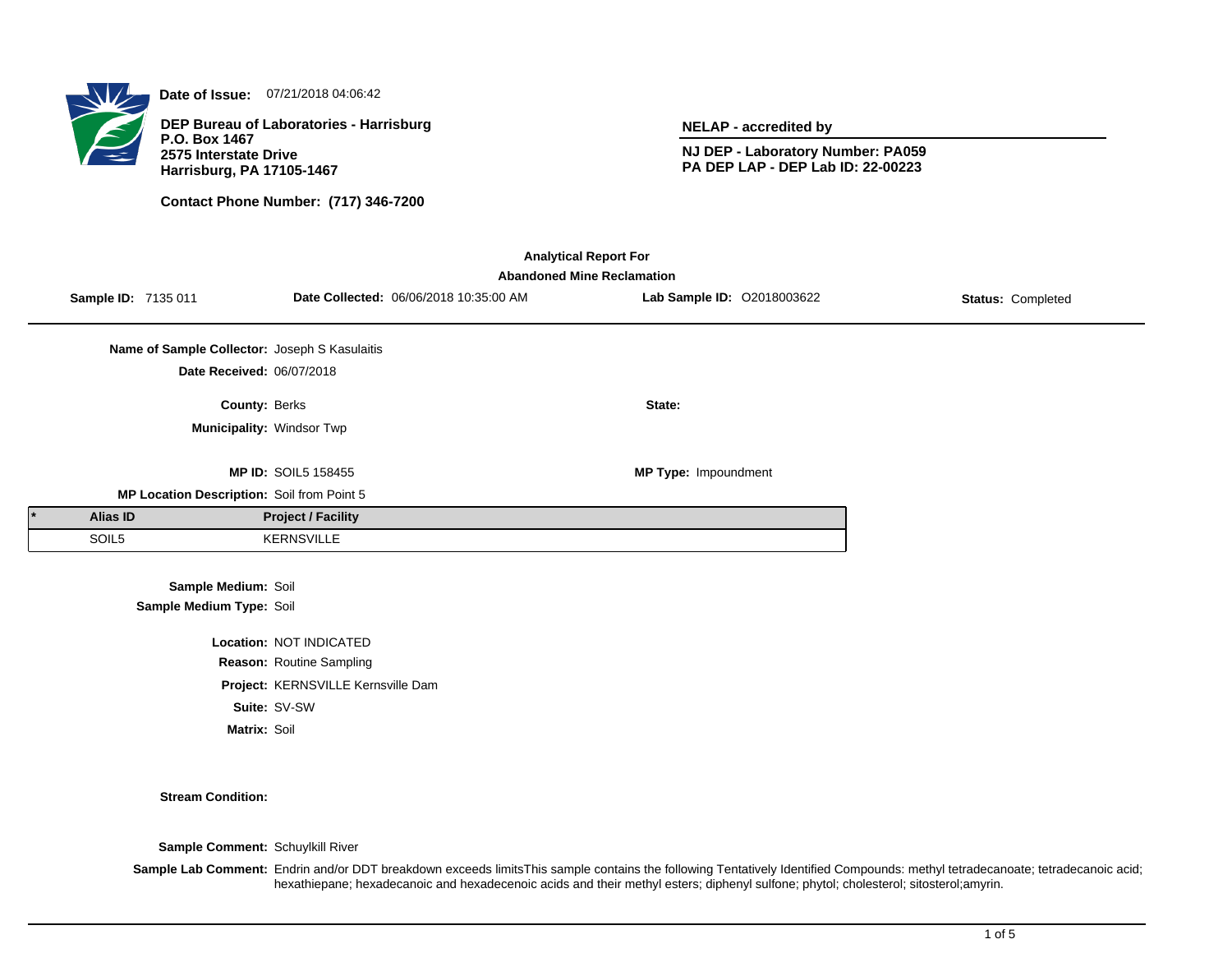**Date of Issue:** 07/21/2018 04:06:42

**DEP Bureau of Laboratories - Harrisburg**
**P.O. Box 1467**
**2575 Interstate Drive**
**Harrisburg, PA 17105-1467**

**Contact Phone Number: (717) 346-7200**

**NELAP - accredited by**

**NJ DEP - Laboratory Number: PA059**
**PA DEP LAP - DEP Lab ID: 22-00223**

## Analytical Report For
## Abandoned Mine Reclamation

**Sample ID:** 7135 011 **Date Collected:** 06/06/2018 10:35:00 AM **Lab Sample ID:** O2018003622 **Status:** Completed

**Name of Sample Collector:** Joseph S Kasulaitis

**Date Received:** 06/07/2018

**County:** Berks

**State:**

**Municipality:** Windsor Twp

**MP ID:** SOIL5 158455

**MP Type:** Impoundment

**MP Location Description:** Soil from Point 5

| * | Alias ID | Project / Facility |
|---|---|---|
| | SOIL5 | KERNSVILLE |

**Sample Medium:** Soil

**Sample Medium Type:** Soil

**Location:** NOT INDICATED

**Reason:** Routine Sampling

**Project:** KERNSVILLE Kernsville Dam

**Suite:** SV-SW

**Matrix:** Soil

**Stream Condition:**

**Sample Comment:** Schuylkill River

**Sample Lab Comment:** Endrin and/or DDT breakdown exceeds limitsThis sample contains the following Tentatively Identified Compounds: methyl tetradecanoate; tetradecanoic acid; hexathiepane; hexadecanoic and hexadecenoic acids and their methyl esters; diphenyl sulfone; phytol; cholesterol; sitosterol;amyrin.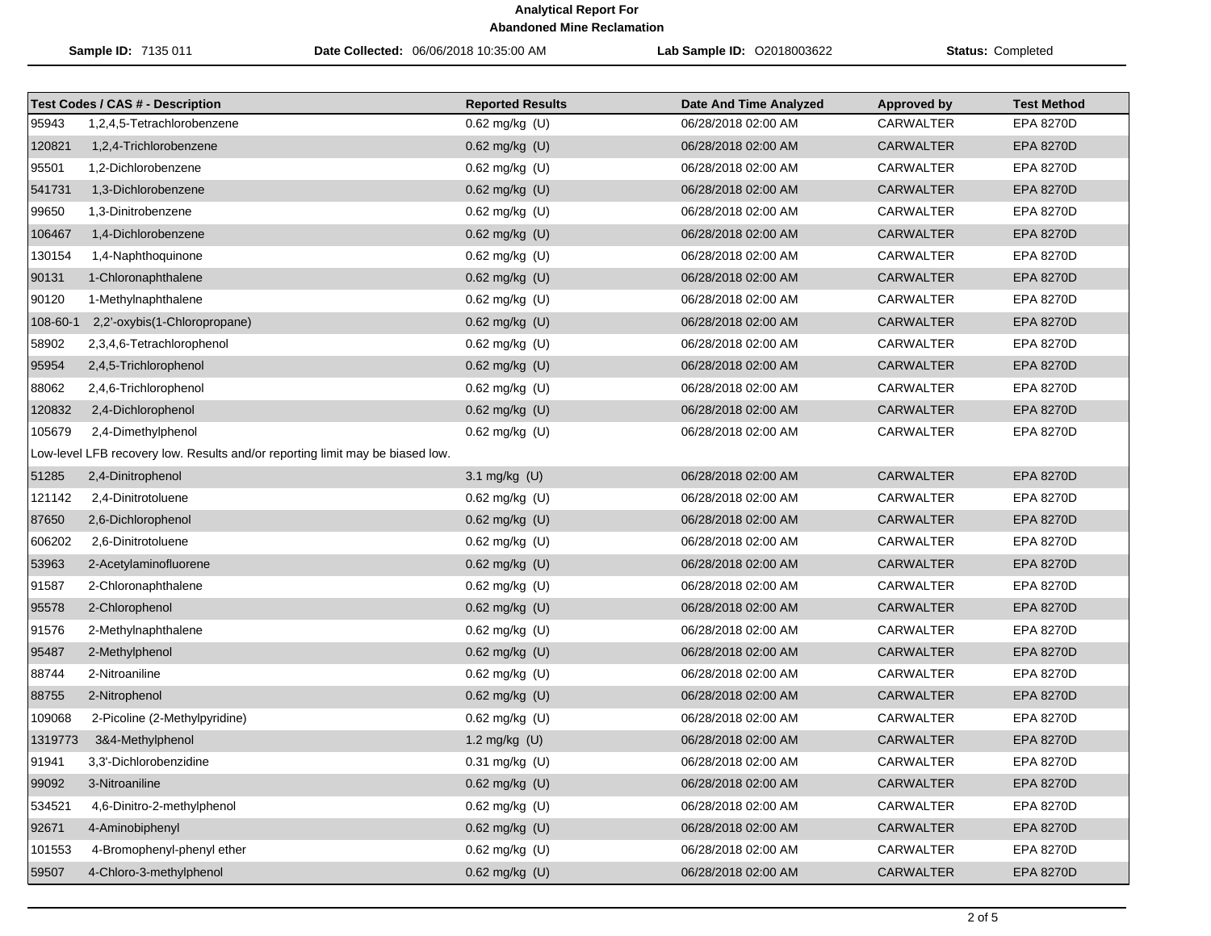**Analytical Report For**
**Abandoned Mine Reclamation**

**Sample ID:** 7135 011 | **Date Collected:** 06/06/2018 10:35:00 AM | **Lab Sample ID:** O2018003622 | **Status:** Completed

| Test Codes / CAS # - Description | | Reported Results | Date And Time Analyzed | Approved by | Test Method |
|---|---|---|---|---|---|
| 95943 | 1,2,4,5-Tetrachlorobenzene | 0.62 mg/kg (U) | 06/28/2018 02:00 AM | CARWALTER | EPA 8270D |
| 120821 | 1,2,4-Trichlorobenzene | 0.62 mg/kg (U) | 06/28/2018 02:00 AM | CARWALTER | EPA 8270D |
| 95501 | 1,2-Dichlorobenzene | 0.62 mg/kg (U) | 06/28/2018 02:00 AM | CARWALTER | EPA 8270D |
| 541731 | 1,3-Dichlorobenzene | 0.62 mg/kg (U) | 06/28/2018 02:00 AM | CARWALTER | EPA 8270D |
| 99650 | 1,3-Dinitrobenzene | 0.62 mg/kg (U) | 06/28/2018 02:00 AM | CARWALTER | EPA 8270D |
| 106467 | 1,4-Dichlorobenzene | 0.62 mg/kg (U) | 06/28/2018 02:00 AM | CARWALTER | EPA 8270D |
| 130154 | 1,4-Naphthoquinone | 0.62 mg/kg (U) | 06/28/2018 02:00 AM | CARWALTER | EPA 8270D |
| 90131 | 1-Chloronaphthalene | 0.62 mg/kg (U) | 06/28/2018 02:00 AM | CARWALTER | EPA 8270D |
| 90120 | 1-Methylnaphthalene | 0.62 mg/kg (U) | 06/28/2018 02:00 AM | CARWALTER | EPA 8270D |
| 108-60-1 | 2,2'-oxybis(1-Chloropropane) | 0.62 mg/kg (U) | 06/28/2018 02:00 AM | CARWALTER | EPA 8270D |
| 58902 | 2,3,4,6-Tetrachlorophenol | 0.62 mg/kg (U) | 06/28/2018 02:00 AM | CARWALTER | EPA 8270D |
| 95954 | 2,4,5-Trichlorophenol | 0.62 mg/kg (U) | 06/28/2018 02:00 AM | CARWALTER | EPA 8270D |
| 88062 | 2,4,6-Trichlorophenol | 0.62 mg/kg (U) | 06/28/2018 02:00 AM | CARWALTER | EPA 8270D |
| 120832 | 2,4-Dichlorophenol | 0.62 mg/kg (U) | 06/28/2018 02:00 AM | CARWALTER | EPA 8270D |
| 105679 | 2,4-Dimethylphenol | 0.62 mg/kg (U) | 06/28/2018 02:00 AM | CARWALTER | EPA 8270D |
| Low-level LFB recovery low. Results and/or reporting limit may be biased low. | | | | | |
| 51285 | 2,4-Dinitrophenol | 3.1 mg/kg (U) | 06/28/2018 02:00 AM | CARWALTER | EPA 8270D |
| 121142 | 2,4-Dinitrotoluene | 0.62 mg/kg (U) | 06/28/2018 02:00 AM | CARWALTER | EPA 8270D |
| 87650 | 2,6-Dichlorophenol | 0.62 mg/kg (U) | 06/28/2018 02:00 AM | CARWALTER | EPA 8270D |
| 606202 | 2,6-Dinitrotoluene | 0.62 mg/kg (U) | 06/28/2018 02:00 AM | CARWALTER | EPA 8270D |
| 53963 | 2-Acetylaminofluorene | 0.62 mg/kg (U) | 06/28/2018 02:00 AM | CARWALTER | EPA 8270D |
| 91587 | 2-Chloronaphthalene | 0.62 mg/kg (U) | 06/28/2018 02:00 AM | CARWALTER | EPA 8270D |
| 95578 | 2-Chlorophenol | 0.62 mg/kg (U) | 06/28/2018 02:00 AM | CARWALTER | EPA 8270D |
| 91576 | 2-Methylnaphthalene | 0.62 mg/kg (U) | 06/28/2018 02:00 AM | CARWALTER | EPA 8270D |
| 95487 | 2-Methylphenol | 0.62 mg/kg (U) | 06/28/2018 02:00 AM | CARWALTER | EPA 8270D |
| 88744 | 2-Nitroaniline | 0.62 mg/kg (U) | 06/28/2018 02:00 AM | CARWALTER | EPA 8270D |
| 88755 | 2-Nitrophenol | 0.62 mg/kg (U) | 06/28/2018 02:00 AM | CARWALTER | EPA 8270D |
| 109068 | 2-Picoline (2-Methylpyridine) | 0.62 mg/kg (U) | 06/28/2018 02:00 AM | CARWALTER | EPA 8270D |
| 1319773 | 3&4-Methylphenol | 1.2 mg/kg (U) | 06/28/2018 02:00 AM | CARWALTER | EPA 8270D |
| 91941 | 3,3'-Dichlorobenzidine | 0.31 mg/kg (U) | 06/28/2018 02:00 AM | CARWALTER | EPA 8270D |
| 99092 | 3-Nitroaniline | 0.62 mg/kg (U) | 06/28/2018 02:00 AM | CARWALTER | EPA 8270D |
| 534521 | 4,6-Dinitro-2-methylphenol | 0.62 mg/kg (U) | 06/28/2018 02:00 AM | CARWALTER | EPA 8270D |
| 92671 | 4-Aminobiphenyl | 0.62 mg/kg (U) | 06/28/2018 02:00 AM | CARWALTER | EPA 8270D |
| 101553 | 4-Bromophenyl-phenyl ether | 0.62 mg/kg (U) | 06/28/2018 02:00 AM | CARWALTER | EPA 8270D |
| 59507 | 4-Chloro-3-methylphenol | 0.62 mg/kg (U) | 06/28/2018 02:00 AM | CARWALTER | EPA 8270D |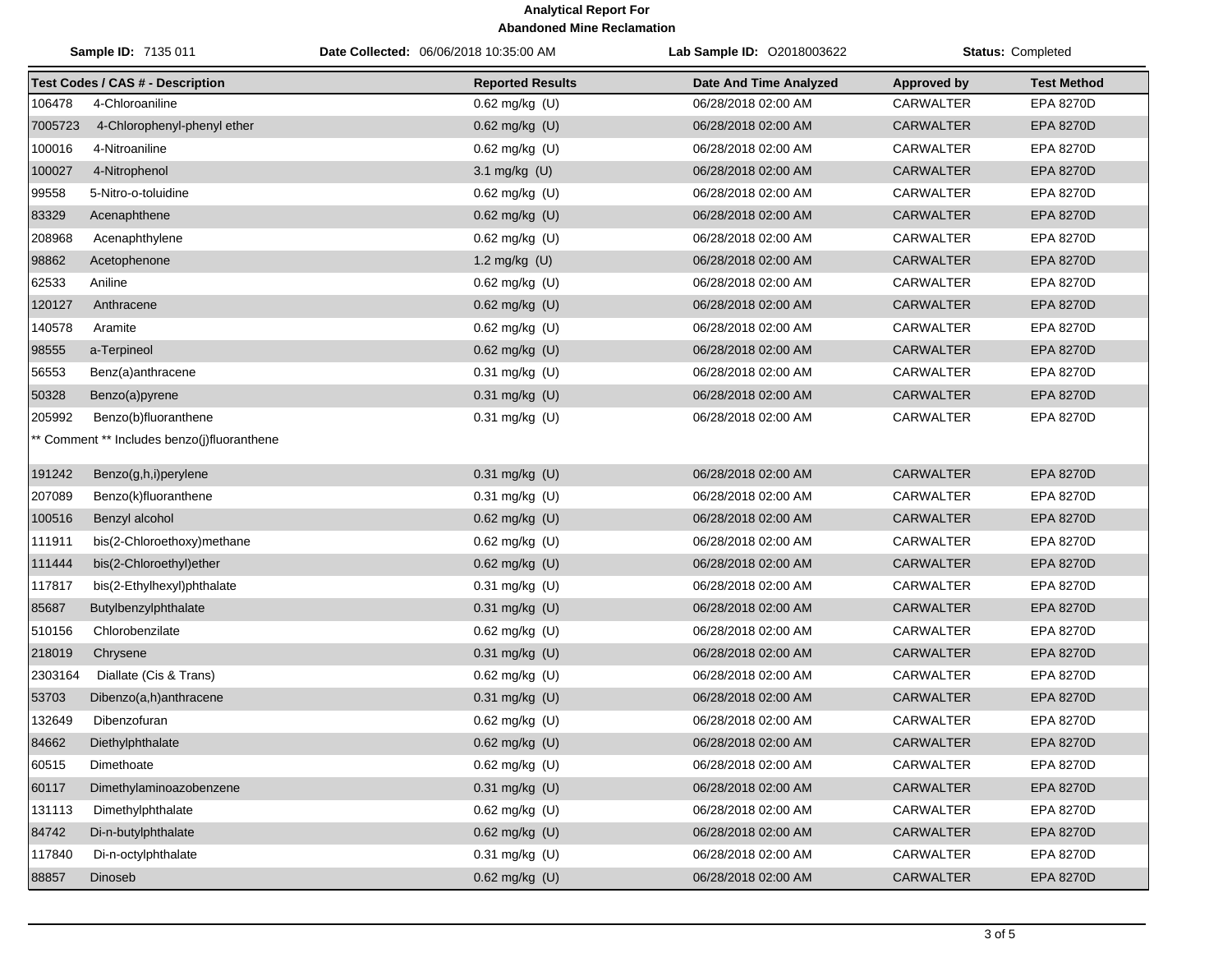**Analytical Report For**
**Abandoned Mine Reclamation**

**Sample ID:** 7135 011 **Date Collected:** 06/06/2018 10:35:00 AM **Lab Sample ID:** O2018003622 **Status:** Completed

| Test Codes / CAS # - Description | Reported Results | Date And Time Analyzed | Approved by | Test Method |
|---|---|---|---|---|
| 106478 4-Chloroaniline | 0.62 mg/kg (U) | 06/28/2018 02:00 AM | CARWALTER | EPA 8270D |
| 7005723 4-Chlorophenyl-phenyl ether | 0.62 mg/kg (U) | 06/28/2018 02:00 AM | CARWALTER | EPA 8270D |
| 100016 4-Nitroaniline | 0.62 mg/kg (U) | 06/28/2018 02:00 AM | CARWALTER | EPA 8270D |
| 100027 4-Nitrophenol | 3.1 mg/kg (U) | 06/28/2018 02:00 AM | CARWALTER | EPA 8270D |
| 99558 5-Nitro-o-toluidine | 0.62 mg/kg (U) | 06/28/2018 02:00 AM | CARWALTER | EPA 8270D |
| 83329 Acenaphthene | 0.62 mg/kg (U) | 06/28/2018 02:00 AM | CARWALTER | EPA 8270D |
| 208968 Acenaphthylene | 0.62 mg/kg (U) | 06/28/2018 02:00 AM | CARWALTER | EPA 8270D |
| 98862 Acetophenone | 1.2 mg/kg (U) | 06/28/2018 02:00 AM | CARWALTER | EPA 8270D |
| 62533 Aniline | 0.62 mg/kg (U) | 06/28/2018 02:00 AM | CARWALTER | EPA 8270D |
| 120127 Anthracene | 0.62 mg/kg (U) | 06/28/2018 02:00 AM | CARWALTER | EPA 8270D |
| 140578 Aramite | 0.62 mg/kg (U) | 06/28/2018 02:00 AM | CARWALTER | EPA 8270D |
| 98555 a-Terpineol | 0.62 mg/kg (U) | 06/28/2018 02:00 AM | CARWALTER | EPA 8270D |
| 56553 Benz(a)anthracene | 0.31 mg/kg (U) | 06/28/2018 02:00 AM | CARWALTER | EPA 8270D |
| 50328 Benzo(a)pyrene | 0.31 mg/kg (U) | 06/28/2018 02:00 AM | CARWALTER | EPA 8270D |
| 205992 Benzo(b)fluoranthene | 0.31 mg/kg (U) | 06/28/2018 02:00 AM | CARWALTER | EPA 8270D |
| ** Comment ** Includes benzo(j)fluoranthene | | | | |
| 191242 Benzo(g,h,i)perylene | 0.31 mg/kg (U) | 06/28/2018 02:00 AM | CARWALTER | EPA 8270D |
| 207089 Benzo(k)fluoranthene | 0.31 mg/kg (U) | 06/28/2018 02:00 AM | CARWALTER | EPA 8270D |
| 100516 Benzyl alcohol | 0.62 mg/kg (U) | 06/28/2018 02:00 AM | CARWALTER | EPA 8270D |
| 111911 bis(2-Chloroethoxy)methane | 0.62 mg/kg (U) | 06/28/2018 02:00 AM | CARWALTER | EPA 8270D |
| 111444 bis(2-Chloroethyl)ether | 0.62 mg/kg (U) | 06/28/2018 02:00 AM | CARWALTER | EPA 8270D |
| 117817 bis(2-Ethylhexyl)phthalate | 0.31 mg/kg (U) | 06/28/2018 02:00 AM | CARWALTER | EPA 8270D |
| 85687 Butylbenzylphthalate | 0.31 mg/kg (U) | 06/28/2018 02:00 AM | CARWALTER | EPA 8270D |
| 510156 Chlorobenzilate | 0.62 mg/kg (U) | 06/28/2018 02:00 AM | CARWALTER | EPA 8270D |
| 218019 Chrysene | 0.31 mg/kg (U) | 06/28/2018 02:00 AM | CARWALTER | EPA 8270D |
| 2303164 Diallate (Cis & Trans) | 0.62 mg/kg (U) | 06/28/2018 02:00 AM | CARWALTER | EPA 8270D |
| 53703 Dibenzo(a,h)anthracene | 0.31 mg/kg (U) | 06/28/2018 02:00 AM | CARWALTER | EPA 8270D |
| 132649 Dibenzofuran | 0.62 mg/kg (U) | 06/28/2018 02:00 AM | CARWALTER | EPA 8270D |
| 84662 Diethylphthalate | 0.62 mg/kg (U) | 06/28/2018 02:00 AM | CARWALTER | EPA 8270D |
| 60515 Dimethoate | 0.62 mg/kg (U) | 06/28/2018 02:00 AM | CARWALTER | EPA 8270D |
| 60117 Dimethylaminoazobenzene | 0.31 mg/kg (U) | 06/28/2018 02:00 AM | CARWALTER | EPA 8270D |
| 131113 Dimethylphthalate | 0.62 mg/kg (U) | 06/28/2018 02:00 AM | CARWALTER | EPA 8270D |
| 84742 Di-n-butylphthalate | 0.62 mg/kg (U) | 06/28/2018 02:00 AM | CARWALTER | EPA 8270D |
| 117840 Di-n-octylphthalate | 0.31 mg/kg (U) | 06/28/2018 02:00 AM | CARWALTER | EPA 8270D |
| 88857 Dinoseb | 0.62 mg/kg (U) | 06/28/2018 02:00 AM | CARWALTER | EPA 8270D |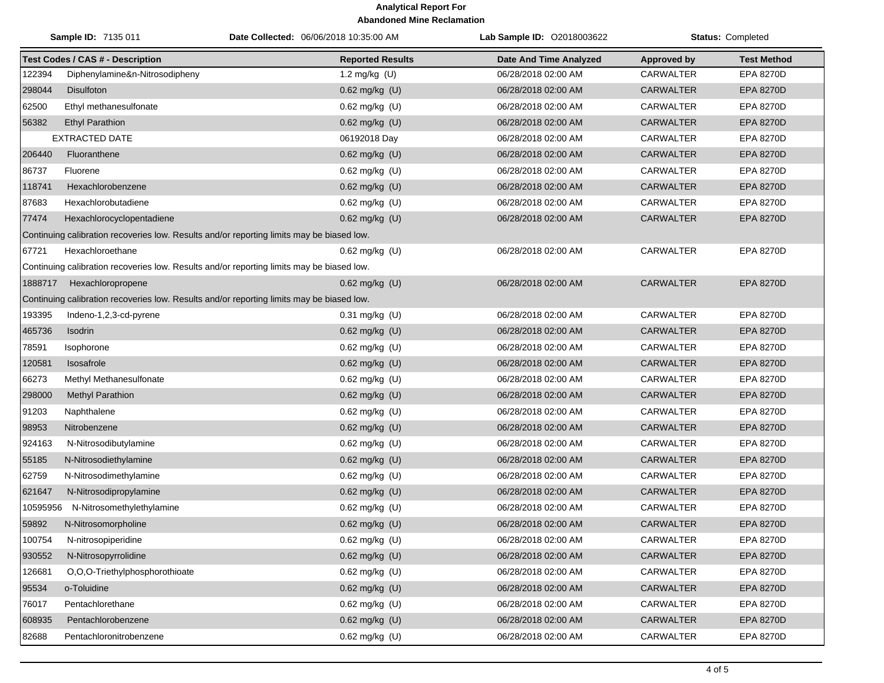# Analytical Report For
## Abandoned Mine Reclamation

**Sample ID:** 7135 011 **Date Collected:** 06/06/2018 10:35:00 AM **Lab Sample ID:** O2018003622 **Status:** Completed

| Test Codes / CAS # - Description | Reported Results | Date And Time Analyzed | Approved by | Test Method |
|---|---|---|---|---|
| 122394 Diphenylamine&n-Nitrosodipheny | 1.2 mg/kg (U) | 06/28/2018 02:00 AM | CARWALTER | EPA 8270D |
| 298044 Disulfoton | 0.62 mg/kg (U) | 06/28/2018 02:00 AM | CARWALTER | EPA 8270D |
| 62500 Ethyl methanesulfonate | 0.62 mg/kg (U) | 06/28/2018 02:00 AM | CARWALTER | EPA 8270D |
| 56382 Ethyl Parathion | 0.62 mg/kg (U) | 06/28/2018 02:00 AM | CARWALTER | EPA 8270D |
| EXTRACTED DATE | 06192018 Day | 06/28/2018 02:00 AM | CARWALTER | EPA 8270D |
| 206440 Fluoranthene | 0.62 mg/kg (U) | 06/28/2018 02:00 AM | CARWALTER | EPA 8270D |
| 86737 Fluorene | 0.62 mg/kg (U) | 06/28/2018 02:00 AM | CARWALTER | EPA 8270D |
| 118741 Hexachlorobenzene | 0.62 mg/kg (U) | 06/28/2018 02:00 AM | CARWALTER | EPA 8270D |
| 87683 Hexachlorobutadiene | 0.62 mg/kg (U) | 06/28/2018 02:00 AM | CARWALTER | EPA 8270D |
| 77474 Hexachlorocyclopentadiene | 0.62 mg/kg (U) | 06/28/2018 02:00 AM | CARWALTER | EPA 8270D |
| Continuing calibration recoveries low. Results and/or reporting limits may be biased low. | | | | |
| 67721 Hexachloroethane | 0.62 mg/kg (U) | 06/28/2018 02:00 AM | CARWALTER | EPA 8270D |
| Continuing calibration recoveries low. Results and/or reporting limits may be biased low. | | | | |
| 1888717 Hexachloropropene | 0.62 mg/kg (U) | 06/28/2018 02:00 AM | CARWALTER | EPA 8270D |
| Continuing calibration recoveries low. Results and/or reporting limits may be biased low. | | | | |
| 193395 Indeno-1,2,3-cd-pyrene | 0.31 mg/kg (U) | 06/28/2018 02:00 AM | CARWALTER | EPA 8270D |
| 465736 Isodrin | 0.62 mg/kg (U) | 06/28/2018 02:00 AM | CARWALTER | EPA 8270D |
| 78591 Isophorone | 0.62 mg/kg (U) | 06/28/2018 02:00 AM | CARWALTER | EPA 8270D |
| 120581 Isosafrole | 0.62 mg/kg (U) | 06/28/2018 02:00 AM | CARWALTER | EPA 8270D |
| 66273 Methyl Methanesulfonate | 0.62 mg/kg (U) | 06/28/2018 02:00 AM | CARWALTER | EPA 8270D |
| 298000 Methyl Parathion | 0.62 mg/kg (U) | 06/28/2018 02:00 AM | CARWALTER | EPA 8270D |
| 91203 Naphthalene | 0.62 mg/kg (U) | 06/28/2018 02:00 AM | CARWALTER | EPA 8270D |
| 98953 Nitrobenzene | 0.62 mg/kg (U) | 06/28/2018 02:00 AM | CARWALTER | EPA 8270D |
| 924163 N-Nitrosodibutylamine | 0.62 mg/kg (U) | 06/28/2018 02:00 AM | CARWALTER | EPA 8270D |
| 55185 N-Nitrosodiethylamine | 0.62 mg/kg (U) | 06/28/2018 02:00 AM | CARWALTER | EPA 8270D |
| 62759 N-Nitrosodimethylamine | 0.62 mg/kg (U) | 06/28/2018 02:00 AM | CARWALTER | EPA 8270D |
| 621647 N-Nitrosodipropylamine | 0.62 mg/kg (U) | 06/28/2018 02:00 AM | CARWALTER | EPA 8270D |
| 10595956 N-Nitrosomethylethylamine | 0.62 mg/kg (U) | 06/28/2018 02:00 AM | CARWALTER | EPA 8270D |
| 59892 N-Nitrosomorpholine | 0.62 mg/kg (U) | 06/28/2018 02:00 AM | CARWALTER | EPA 8270D |
| 100754 N-nitrosopiperidine | 0.62 mg/kg (U) | 06/28/2018 02:00 AM | CARWALTER | EPA 8270D |
| 930552 N-Nitrosopyrrolidine | 0.62 mg/kg (U) | 06/28/2018 02:00 AM | CARWALTER | EPA 8270D |
| 126681 O,O,O-Triethylphosphorothioate | 0.62 mg/kg (U) | 06/28/2018 02:00 AM | CARWALTER | EPA 8270D |
| 95534 o-Toluidine | 0.62 mg/kg (U) | 06/28/2018 02:00 AM | CARWALTER | EPA 8270D |
| 76017 Pentachlorethane | 0.62 mg/kg (U) | 06/28/2018 02:00 AM | CARWALTER | EPA 8270D |
| 608935 Pentachlorobenzene | 0.62 mg/kg (U) | 06/28/2018 02:00 AM | CARWALTER | EPA 8270D |
| 82688 Pentachloronitrobenzene | 0.62 mg/kg (U) | 06/28/2018 02:00 AM | CARWALTER | EPA 8270D |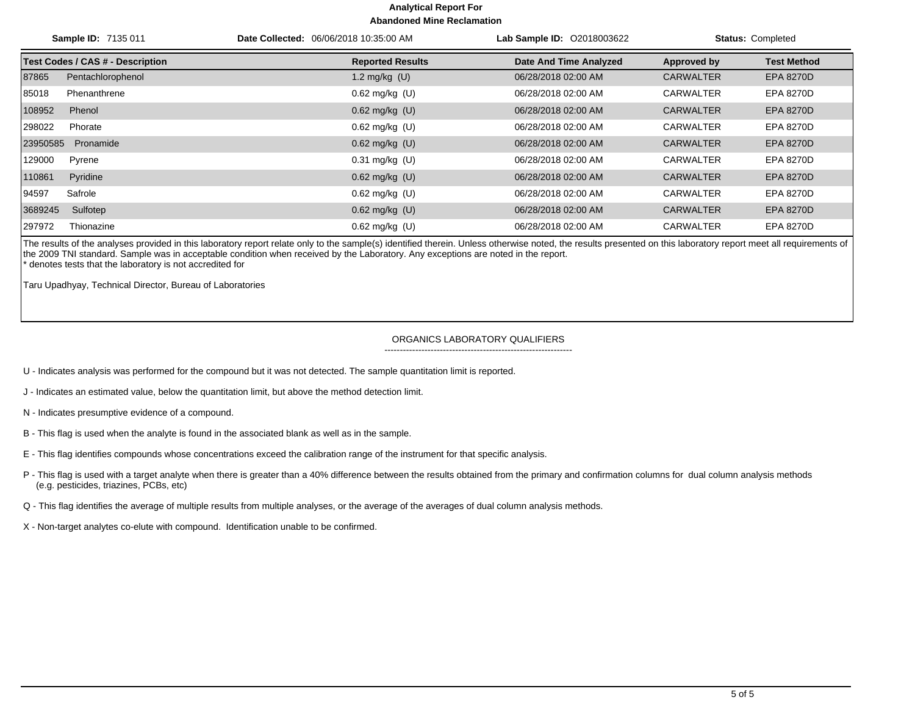**Analytical Report For**
**Abandoned Mine Reclamation**

**Sample ID:** 7135 011 **Date Collected:** 06/06/2018 10:35:00 AM **Lab Sample ID:** O2018003622 **Status:** Completed

| Test Codes / CAS # - Description | | Reported Results | Date And Time Analyzed | Approved by | Test Method |
|---|---|---|---|---|---|
| 87865 | Pentachlorophenol | 1.2 mg/kg (U) | 06/28/2018 02:00 AM | CARWALTER | EPA 8270D |
| 85018 | Phenanthrene | 0.62 mg/kg (U) | 06/28/2018 02:00 AM | CARWALTER | EPA 8270D |
| 108952 | Phenol | 0.62 mg/kg (U) | 06/28/2018 02:00 AM | CARWALTER | EPA 8270D |
| 298022 | Phorate | 0.62 mg/kg (U) | 06/28/2018 02:00 AM | CARWALTER | EPA 8270D |
| 23950585 | Pronamide | 0.62 mg/kg (U) | 06/28/2018 02:00 AM | CARWALTER | EPA 8270D |
| 129000 | Pyrene | 0.31 mg/kg (U) | 06/28/2018 02:00 AM | CARWALTER | EPA 8270D |
| 110861 | Pyridine | 0.62 mg/kg (U) | 06/28/2018 02:00 AM | CARWALTER | EPA 8270D |
| 94597 | Safrole | 0.62 mg/kg (U) | 06/28/2018 02:00 AM | CARWALTER | EPA 8270D |
| 3689245 | Sulfotep | 0.62 mg/kg (U) | 06/28/2018 02:00 AM | CARWALTER | EPA 8270D |
| 297972 | Thionazine | 0.62 mg/kg (U) | 06/28/2018 02:00 AM | CARWALTER | EPA 8270D |

The results of the analyses provided in this laboratory report relate only to the sample(s) identified therein. Unless otherwise noted, the results presented on this laboratory report meet all requirements of the 2009 TNI standard. Sample was in acceptable condition when received by the Laboratory. Any exceptions are noted in the report.
* denotes tests that the laboratory is not accredited for

Taru Upadhyay, Technical Director, Bureau of Laboratories

## ORGANICS LABORATORY QUALIFIERS

U - Indicates analysis was performed for the compound but it was not detected. The sample quantitation limit is reported.

J - Indicates an estimated value, below the quantitation limit, but above the method detection limit.

N - Indicates presumptive evidence of a compound.

B - This flag is used when the analyte is found in the associated blank as well as in the sample.

E - This flag identifies compounds whose concentrations exceed the calibration range of the instrument for that specific analysis.

P - This flag is used with a target analyte when there is greater than a 40% difference between the results obtained from the primary and confirmation columns for dual column analysis methods (e.g. pesticides, triazines, PCBs, etc)

Q - This flag identifies the average of multiple results from multiple analyses, or the average of the averages of dual column analysis methods.

X - Non-target analytes co-elute with compound. Identification unable to be confirmed.